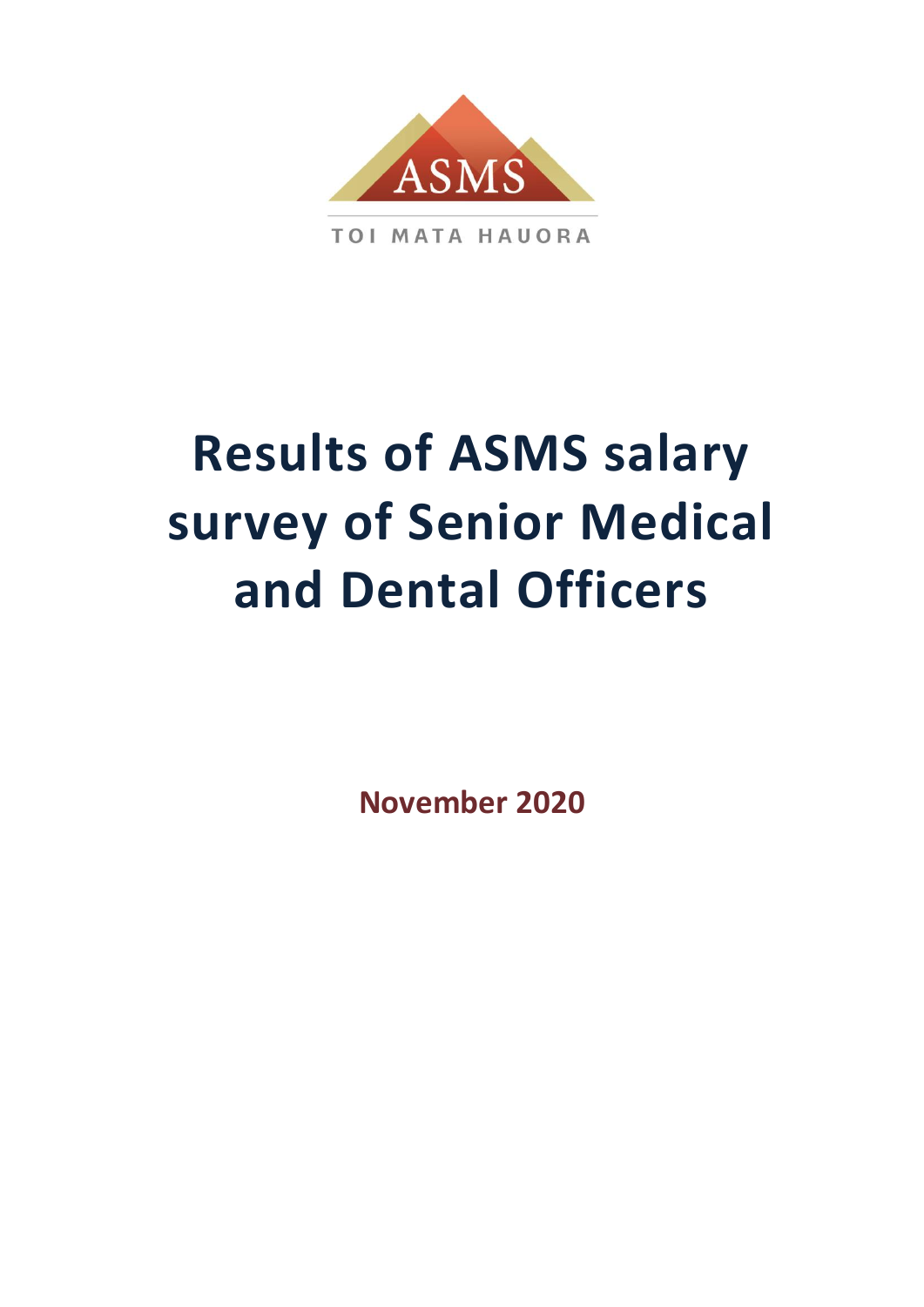ASMS

TOI MATA HAUORA

# Results of ASMS salary survey of Senior Medical and Dental Officers

**November 2020**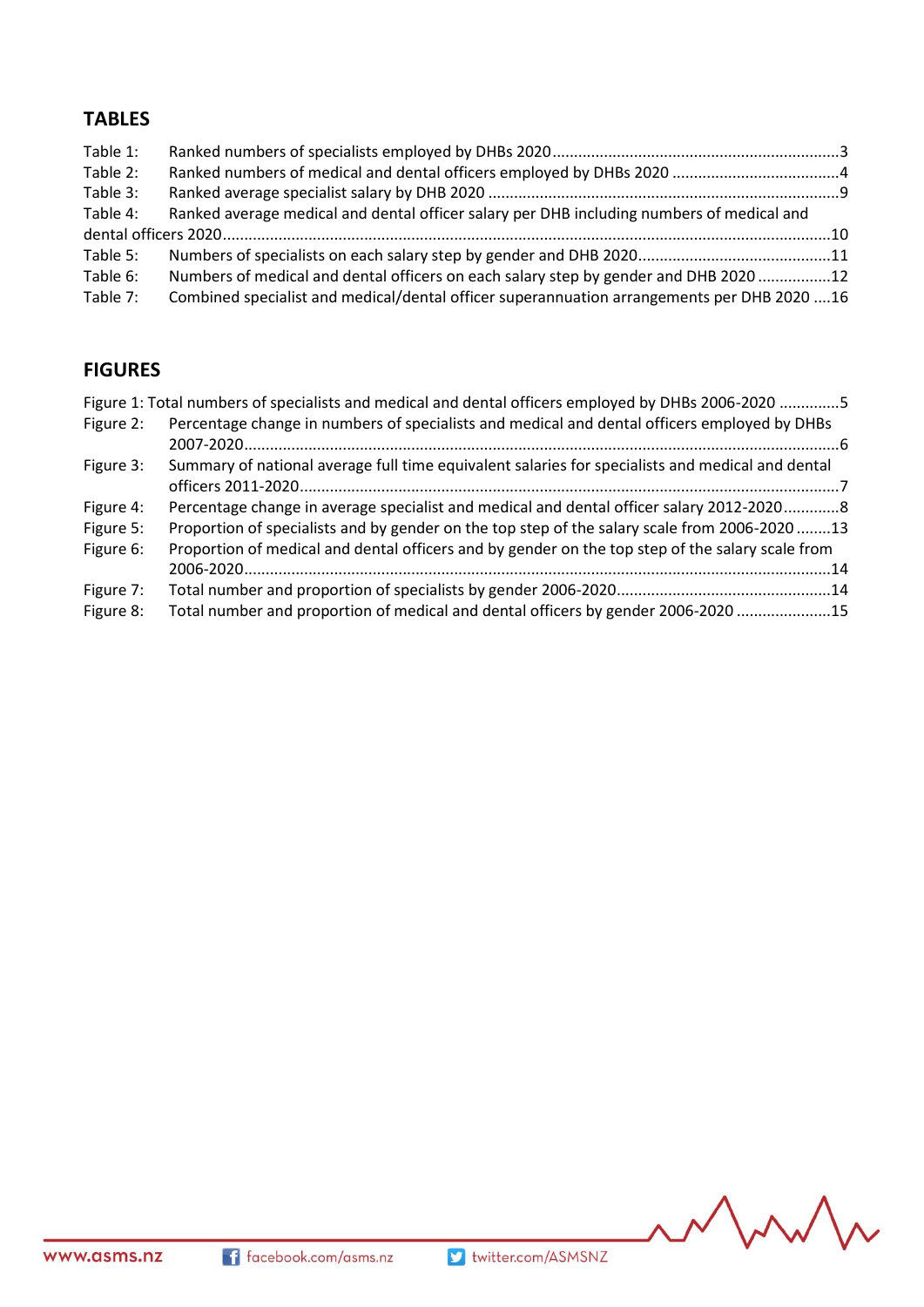## TABLES

Table 1: Ranked numbers of specialists employed by DHBs 2020 .....3
Table 2: Ranked numbers of medical and dental officers employed by DHBs 2020 .....4
Table 3: Ranked average specialist salary by DHB 2020 .....9
Table 4: Ranked average medical and dental officer salary per DHB including numbers of medical and dental officers 2020 .....10
Table 5: Numbers of specialists on each salary step by gender and DHB 2020 .....11
Table 6: Numbers of medical and dental officers on each salary step by gender and DHB 2020 .....12
Table 7: Combined specialist and medical/dental officer superannuation arrangements per DHB 2020 .....16

## FIGURES

Figure 1: Total numbers of specialists and medical and dental officers employed by DHBs 2006-2020 .....5
Figure 2: Percentage change in numbers of specialists and medical and dental officers employed by DHBs 2007-2020 .....6
Figure 3: Summary of national average full time equivalent salaries for specialists and medical and dental officers 2011-2020 .....7
Figure 4: Percentage change in average specialist and medical and dental officer salary 2012-2020 .....8
Figure 5: Proportion of specialists and by gender on the top step of the salary scale from 2006-2020 .....13
Figure 6: Proportion of medical and dental officers and by gender on the top step of the salary scale from 2006-2020 .....14
Figure 7: Total number and proportion of specialists by gender 2006-2020 .....14
Figure 8: Total number and proportion of medical and dental officers by gender 2006-2020 .....15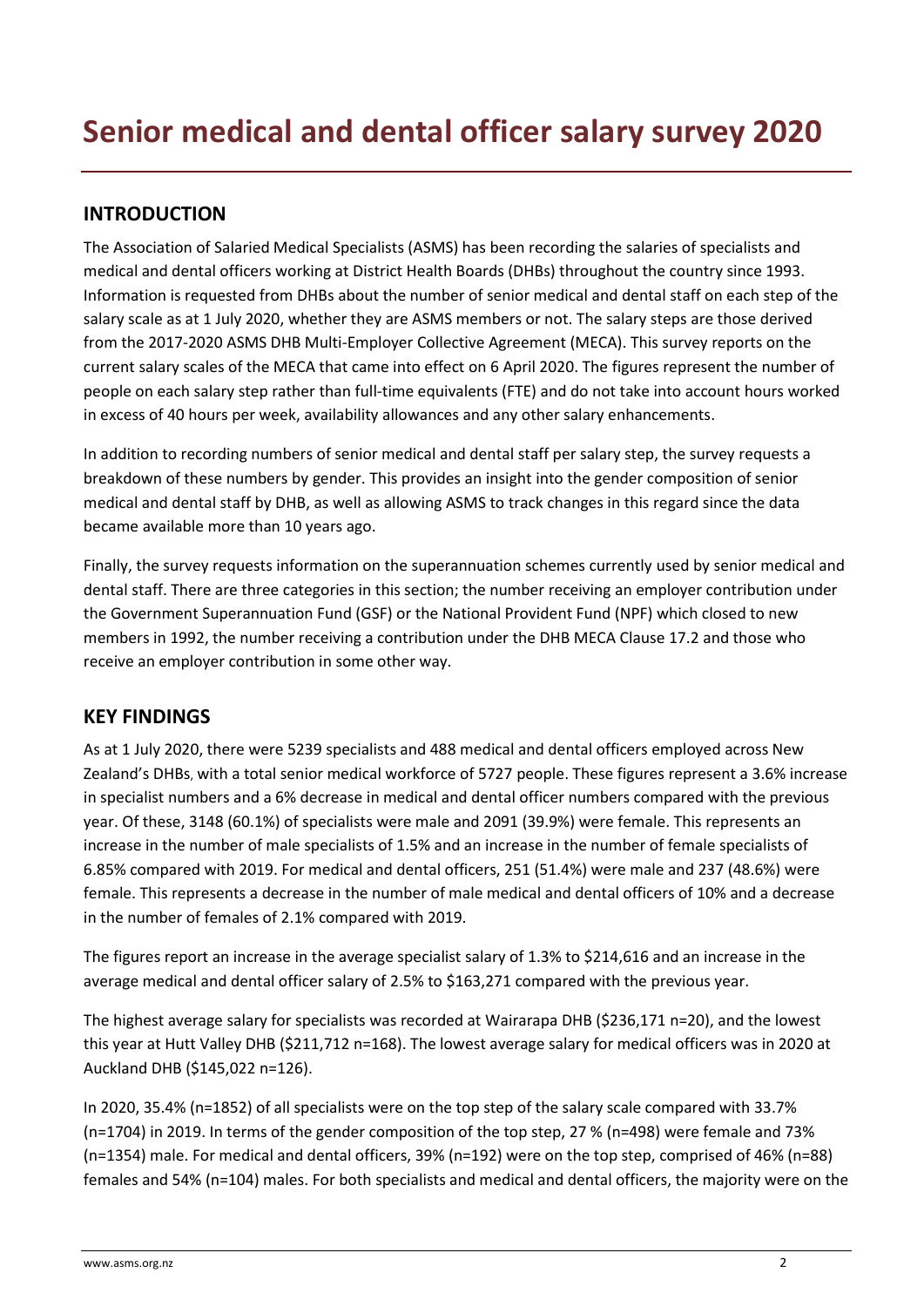# Senior medical and dental officer salary survey 2020

## INTRODUCTION

The Association of Salaried Medical Specialists (ASMS) has been recording the salaries of specialists and medical and dental officers working at District Health Boards (DHBs) throughout the country since 1993. Information is requested from DHBs about the number of senior medical and dental staff on each step of the salary scale as at 1 July 2020, whether they are ASMS members or not. The salary steps are those derived from the 2017-2020 ASMS DHB Multi-Employer Collective Agreement (MECA). This survey reports on the current salary scales of the MECA that came into effect on 6 April 2020. The figures represent the number of people on each salary step rather than full-time equivalents (FTE) and do not take into account hours worked in excess of 40 hours per week, availability allowances and any other salary enhancements.

In addition to recording numbers of senior medical and dental staff per salary step, the survey requests a breakdown of these numbers by gender. This provides an insight into the gender composition of senior medical and dental staff by DHB, as well as allowing ASMS to track changes in this regard since the data became available more than 10 years ago.

Finally, the survey requests information on the superannuation schemes currently used by senior medical and dental staff. There are three categories in this section; the number receiving an employer contribution under the Government Superannuation Fund (GSF) or the National Provident Fund (NPF) which closed to new members in 1992, the number receiving a contribution under the DHB MECA Clause 17.2 and those who receive an employer contribution in some other way.

## KEY FINDINGS

As at 1 July 2020, there were 5239 specialists and 488 medical and dental officers employed across New Zealand's DHBs, with a total senior medical workforce of 5727 people. These figures represent a 3.6% increase in specialist numbers and a 6% decrease in medical and dental officer numbers compared with the previous year. Of these, 3148 (60.1%) of specialists were male and 2091 (39.9%) were female. This represents an increase in the number of male specialists of 1.5% and an increase in the number of female specialists of 6.85% compared with 2019. For medical and dental officers, 251 (51.4%) were male and 237 (48.6%) were female. This represents a decrease in the number of male medical and dental officers of 10% and a decrease in the number of females of 2.1% compared with 2019.

The figures report an increase in the average specialist salary of 1.3% to $214,616 and an increase in the average medical and dental officer salary of 2.5% to $163,271 compared with the previous year.

The highest average salary for specialists was recorded at Wairarapa DHB ($236,171 n=20), and the lowest this year at Hutt Valley DHB ($211,712 n=168). The lowest average salary for medical officers was in 2020 at Auckland DHB ($145,022 n=126).

In 2020, 35.4% (n=1852) of all specialists were on the top step of the salary scale compared with 33.7% (n=1704) in 2019. In terms of the gender composition of the top step, 27 % (n=498) were female and 73% (n=1354) male. For medical and dental officers, 39% (n=192) were on the top step, comprised of 46% (n=88) females and 54% (n=104) males. For both specialists and medical and dental officers, the majority were on the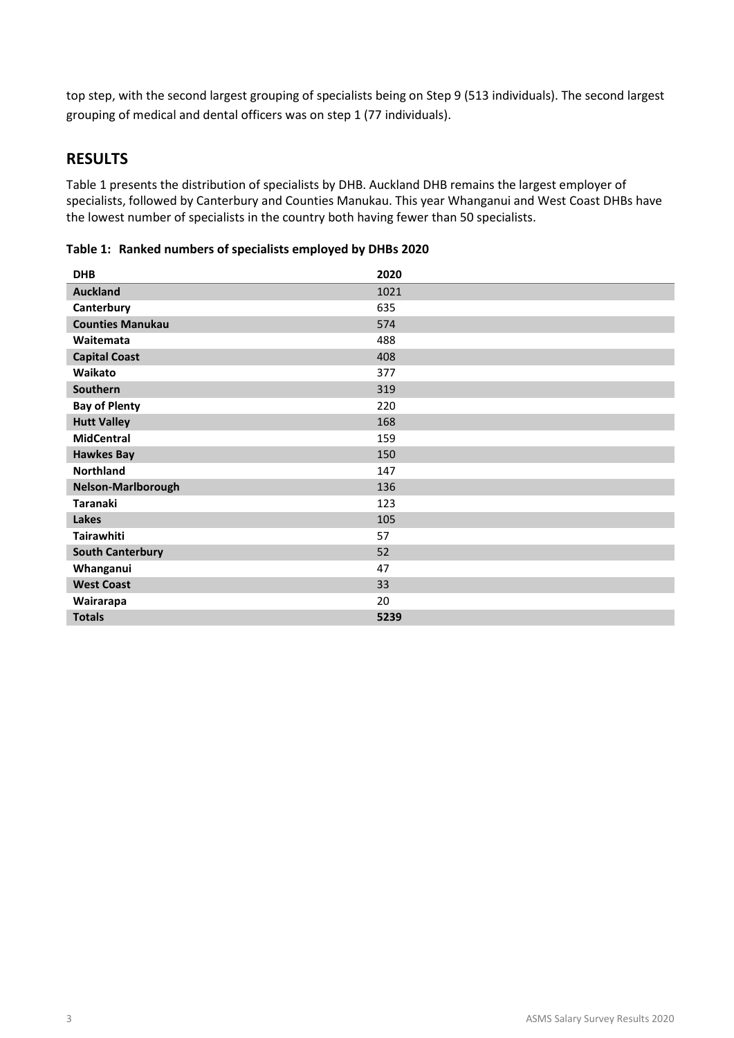top step, with the second largest grouping of specialists being on Step 9 (513 individuals). The second largest grouping of medical and dental officers was on step 1 (77 individuals).

## RESULTS

Table 1 presents the distribution of specialists by DHB. Auckland DHB remains the largest employer of specialists, followed by Canterbury and Counties Manukau. This year Whanganui and West Coast DHBs have the lowest number of specialists in the country both having fewer than 50 specialists.

**Table 1: Ranked numbers of specialists employed by DHBs 2020**

| DHB | 2020 |
|---|---|
| **Auckland** | 1021 |
| **Canterbury** | 635 |
| **Counties Manukau** | 574 |
| **Waitemata** | 488 |
| **Capital Coast** | 408 |
| **Waikato** | 377 |
| **Southern** | 319 |
| **Bay of Plenty** | 220 |
| **Hutt Valley** | 168 |
| **MidCentral** | 159 |
| **Hawkes Bay** | 150 |
| **Northland** | 147 |
| **Nelson-Marlborough** | 136 |
| **Taranaki** | 123 |
| **Lakes** | 105 |
| **Tairawhiti** | 57 |
| **South Canterbury** | 52 |
| **Whanganui** | 47 |
| **West Coast** | 33 |
| **Wairarapa** | 20 |
| **Totals** | **5239** |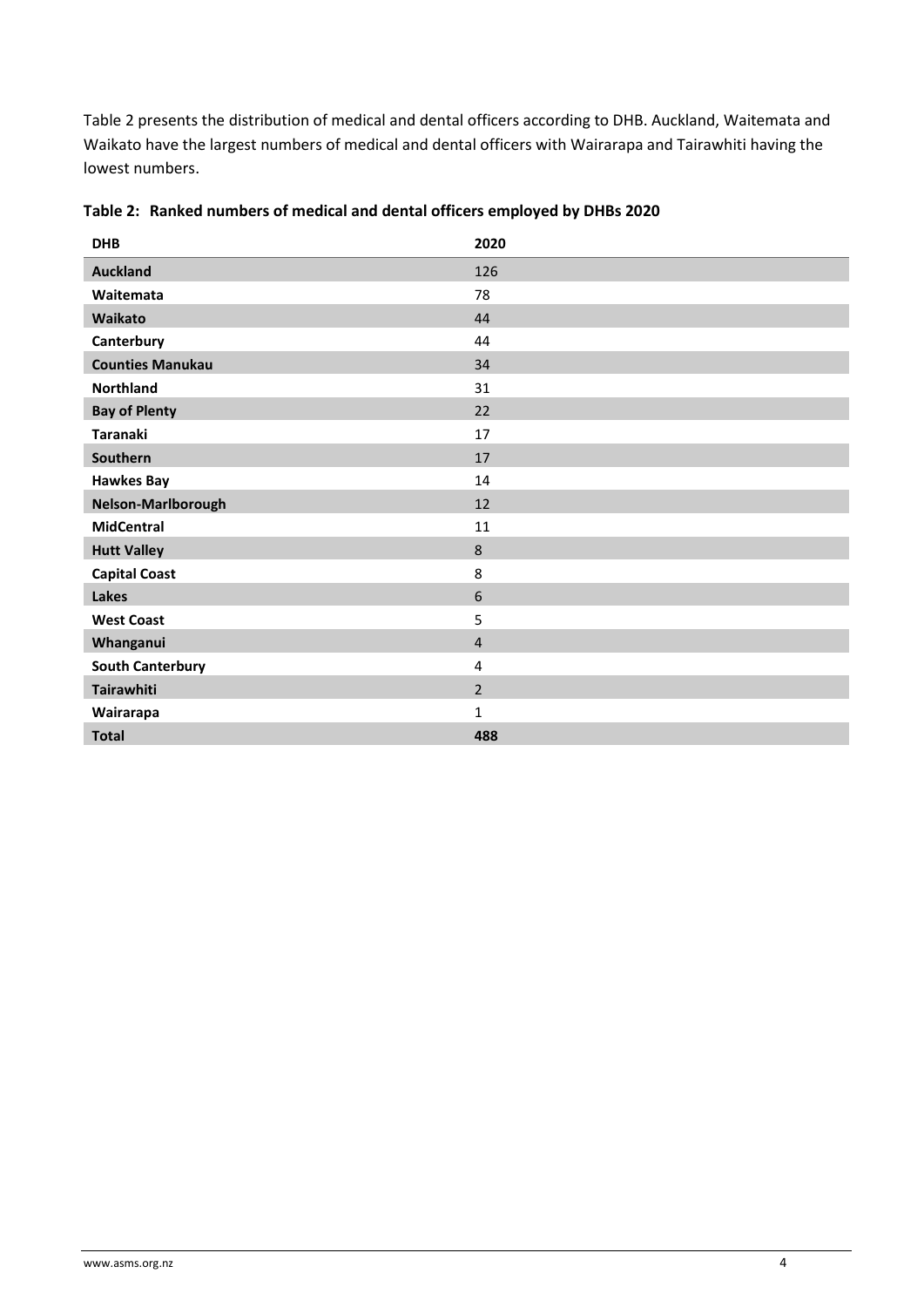Table 2 presents the distribution of medical and dental officers according to DHB. Auckland, Waitemata and Waikato have the largest numbers of medical and dental officers with Wairarapa and Tairawhiti having the lowest numbers.

**Table 2: Ranked numbers of medical and dental officers employed by DHBs 2020**

| DHB | 2020 |
|---|---|
| **Auckland** | 126 |
| **Waitemata** | 78 |
| **Waikato** | 44 |
| **Canterbury** | 44 |
| **Counties Manukau** | 34 |
| **Northland** | 31 |
| **Bay of Plenty** | 22 |
| **Taranaki** | 17 |
| **Southern** | 17 |
| **Hawkes Bay** | 14 |
| **Nelson-Marlborough** | 12 |
| **MidCentral** | 11 |
| **Hutt Valley** | 8 |
| **Capital Coast** | 8 |
| **Lakes** | 6 |
| **West Coast** | 5 |
| **Whanganui** | 4 |
| **South Canterbury** | 4 |
| **Tairawhiti** | 2 |
| **Wairarapa** | 1 |
| **Total** | **488** |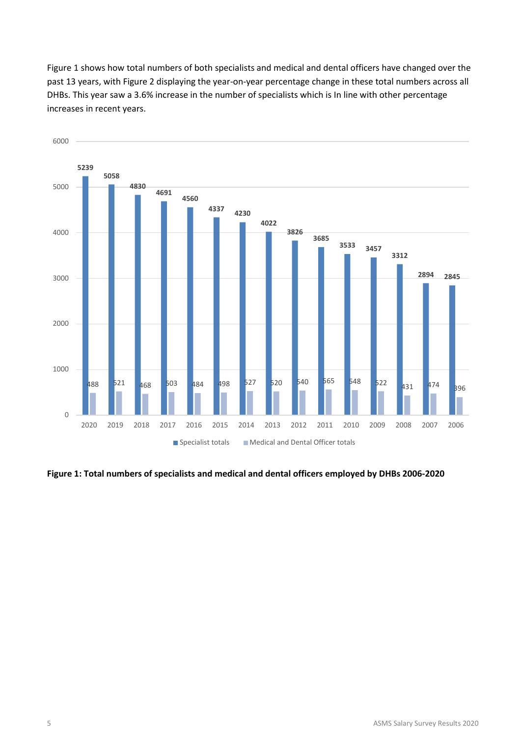Figure 1 shows how total numbers of both specialists and medical and dental officers have changed over the past 13 years, with Figure 2 displaying the year-on-year percentage change in these total numbers across all DHBs. This year saw a 3.6% increase in the number of specialists which is In line with other percentage increases in recent years.

| Year | Specialist totals | Medical and Dental Officer totals |
|---|---|---|
| 2020 | 5239 | 488 |
| 2019 | 5058 | 521 |
| 2018 | 4830 | 468 |
| 2017 | 4691 | 503 |
| 2016 | 4560 | 484 |
| 2015 | 4337 | 498 |
| 2014 | 4230 | 527 |
| 2013 | 4022 | 520 |
| 2012 | 3826 | 540 |
| 2011 | 3685 | 565 |
| 2010 | 3533 | 548 |
| 2009 | 3457 | 522 |
| 2008 | 3312 | 431 |
| 2007 | 2894 | 474 |
| 2006 | 2845 | 396 |

**Figure 1: Total numbers of specialists and medical and dental officers employed by DHBs 2006-2020**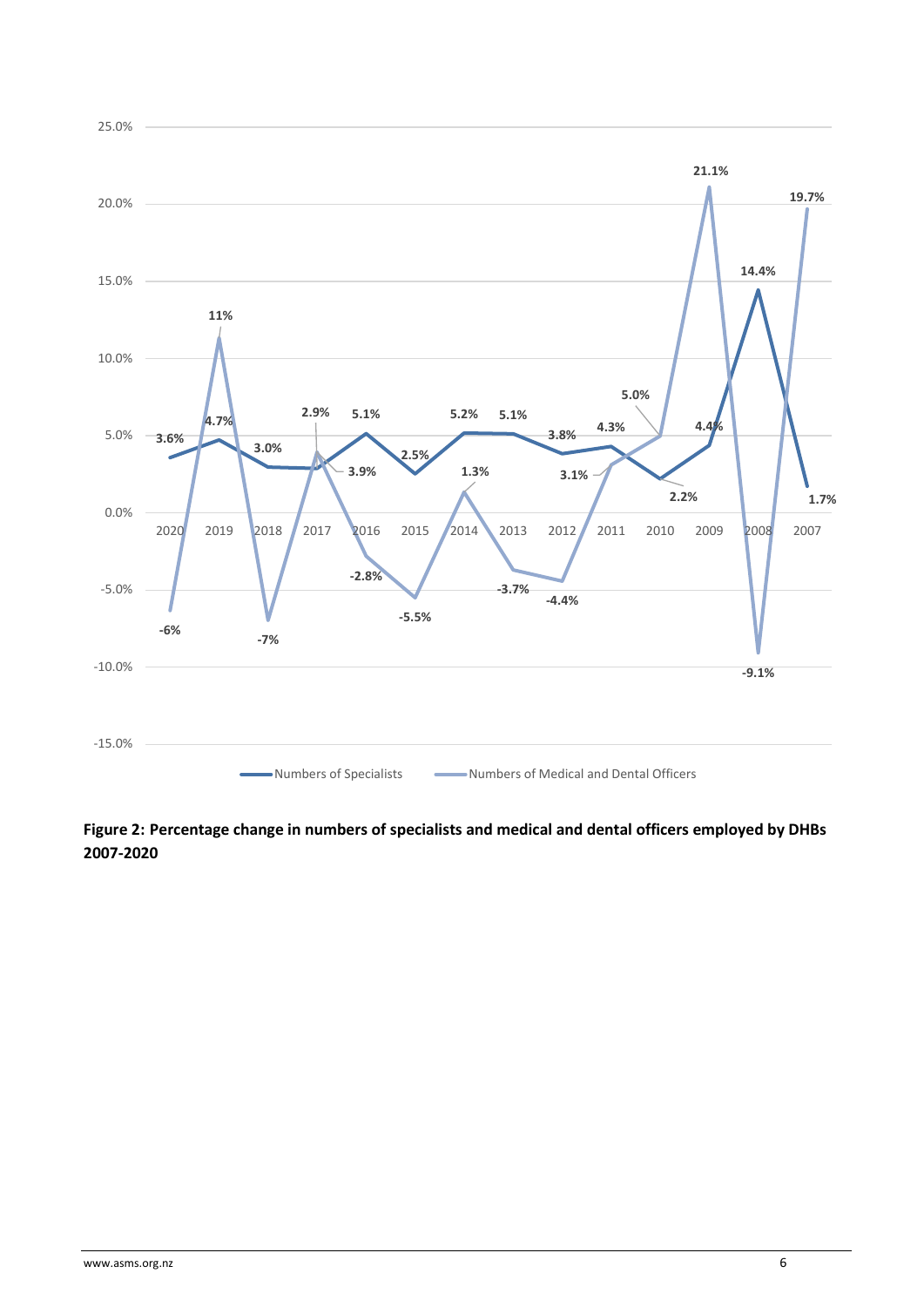**Figure 2: Percentage change in numbers of specialists and medical and dental officers employed by DHBs 2007-2020**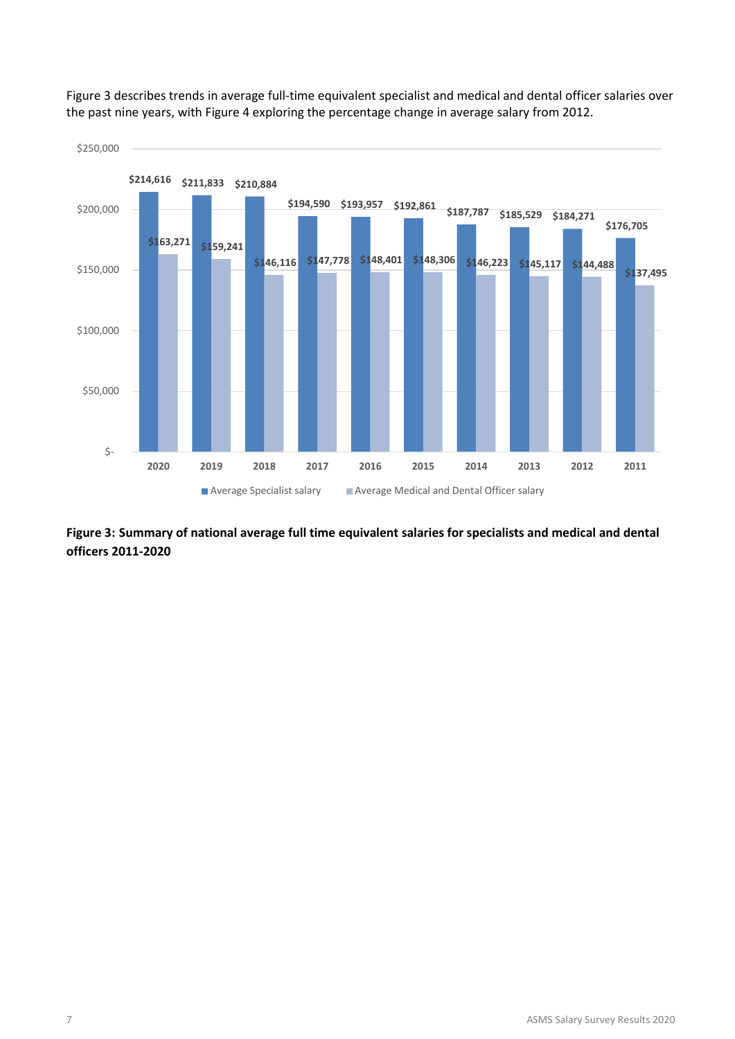Figure 3 describes trends in average full-time equivalent specialist and medical and dental officer salaries over the past nine years, with Figure 4 exploring the percentage change in average salary from 2012.

| Year | Average Specialist salary | Average Medical and Dental Officer salary |
|---|---|---|
| 2020 | $214,616 | $163,271 |
| 2019 | $211,833 | $159,241 |
| 2018 | $210,884 | $146,116 |
| 2017 | $194,590 | $147,778 |
| 2016 | $193,957 | $148,401 |
| 2015 | $192,861 | $148,306 |
| 2014 | $187,787 | $146,223 |
| 2013 | $185,529 | $145,117 |
| 2012 | $184,271 | $144,488 |
| 2011 | $176,705 | $137,495 |

**Figure 3: Summary of national average full time equivalent salaries for specialists and medical and dental officers 2011-2020**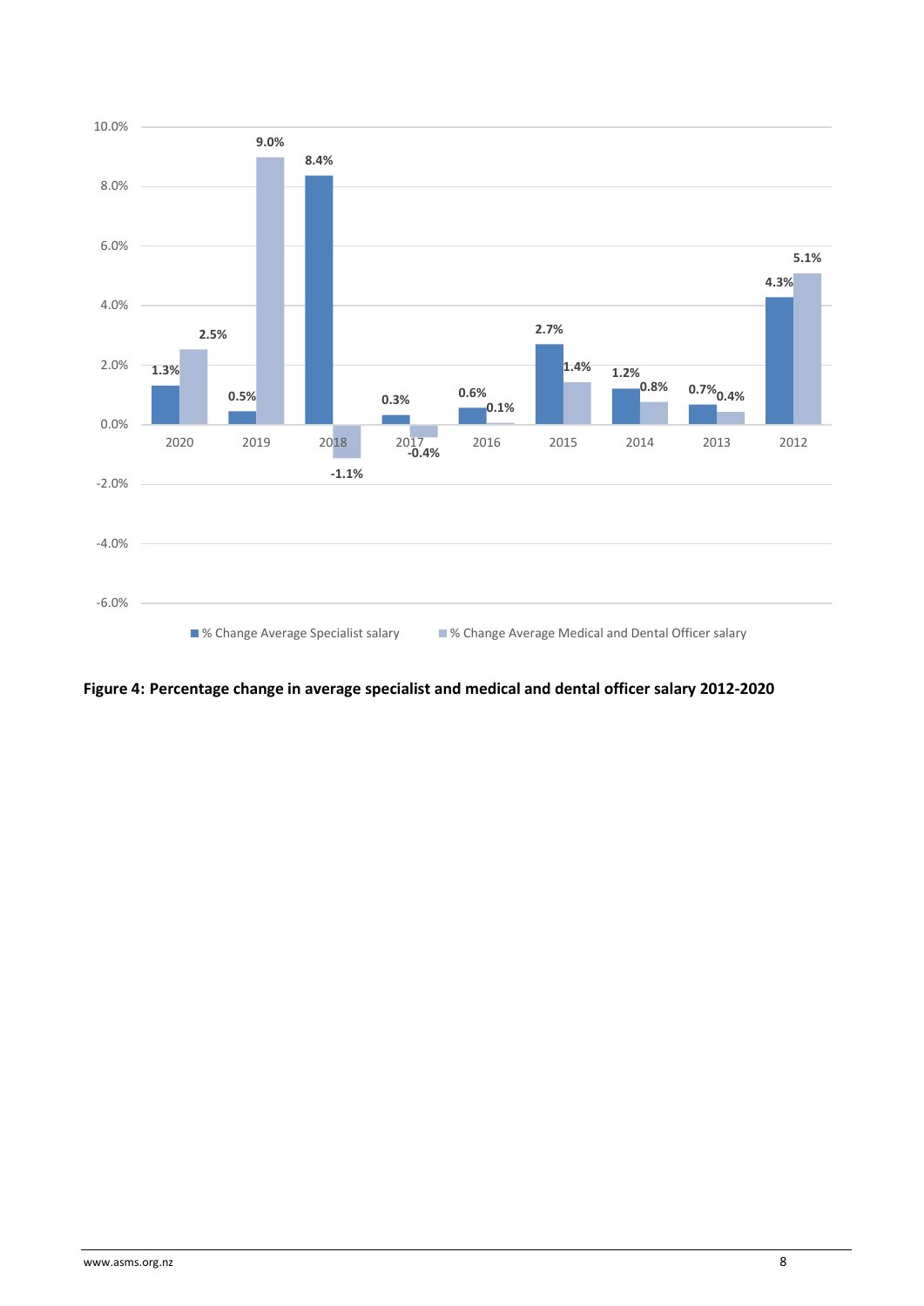| Year | % Change Average Specialist salary | % Change Average Medical and Dental Officer salary |
|---|---|---|
| 2020 | 1.3% | 2.5% |
| 2019 | 0.5% | 9.0% |
| 2018 | 8.4% | -1.1% |
| 2017 | 0.3% | -0.4% |
| 2016 | 0.6% | 0.1% |
| 2015 | 2.7% | 1.4% |
| 2014 | 1.2% | 0.8% |
| 2013 | 0.7% | 0.4% |
| 2012 | 4.3% | 5.1% |

**Figure 4: Percentage change in average specialist and medical and dental officer salary 2012-2020**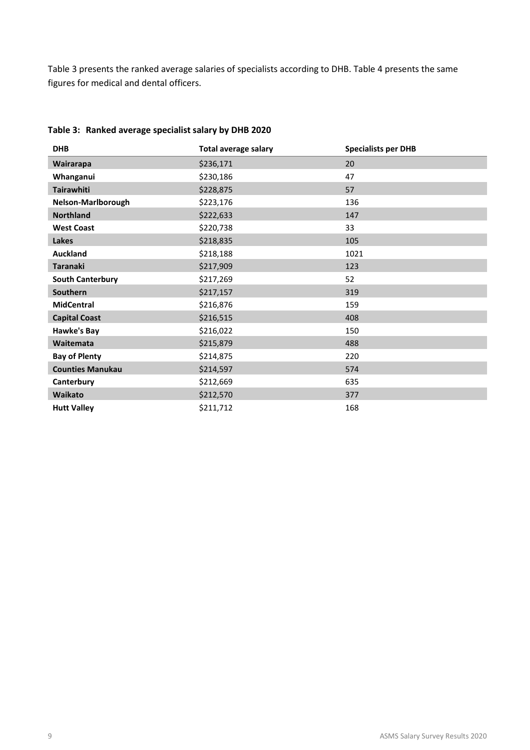Table 3 presents the ranked average salaries of specialists according to DHB. Table 4 presents the same figures for medical and dental officers.

**Table 3: Ranked average specialist salary by DHB 2020**

| DHB | Total average salary | Specialists per DHB |
|---|---|---|
| **Wairarapa** | $236,171 | 20 |
| **Whanganui** | $230,186 | 47 |
| **Tairawhiti** | $228,875 | 57 |
| **Nelson-Marlborough** | $223,176 | 136 |
| **Northland** | $222,633 | 147 |
| **West Coast** | $220,738 | 33 |
| **Lakes** | $218,835 | 105 |
| **Auckland** | $218,188 | 1021 |
| **Taranaki** | $217,909 | 123 |
| **South Canterbury** | $217,269 | 52 |
| **Southern** | $217,157 | 319 |
| **MidCentral** | $216,876 | 159 |
| **Capital Coast** | $216,515 | 408 |
| **Hawke's Bay** | $216,022 | 150 |
| **Waitemata** | $215,879 | 488 |
| **Bay of Plenty** | $214,875 | 220 |
| **Counties Manukau** | $214,597 | 574 |
| **Canterbury** | $212,669 | 635 |
| **Waikato** | $212,570 | 377 |
| **Hutt Valley** | $211,712 | 168 |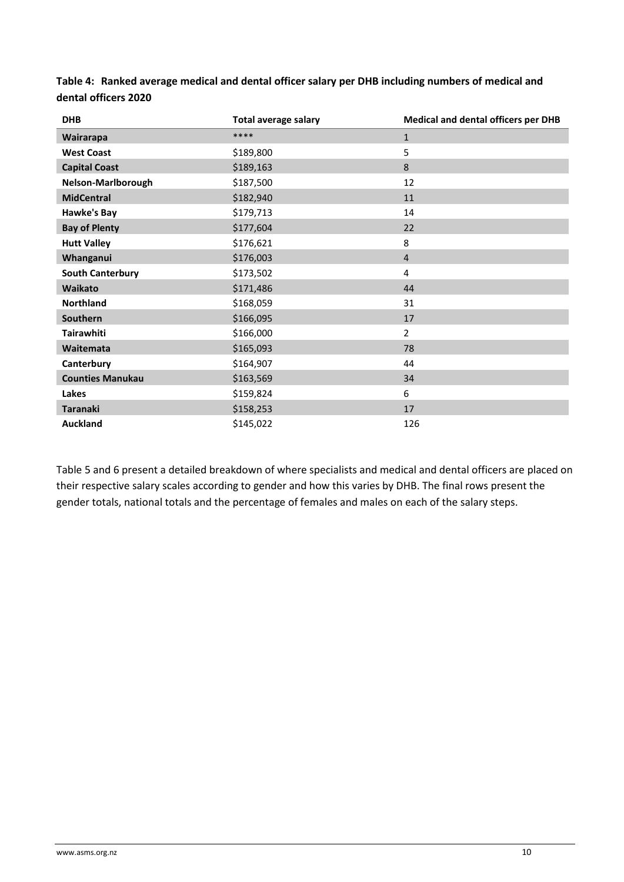**Table 4: Ranked average medical and dental officer salary per DHB including numbers of medical and dental officers 2020**

| DHB | Total average salary | Medical and dental officers per DHB |
|---|---|---|
| **Wairarapa** | **** | 1 |
| **West Coast** | $189,800 | 5 |
| **Capital Coast** | $189,163 | 8 |
| **Nelson-Marlborough** | $187,500 | 12 |
| **MidCentral** | $182,940 | 11 |
| **Hawke's Bay** | $179,713 | 14 |
| **Bay of Plenty** | $177,604 | 22 |
| **Hutt Valley** | $176,621 | 8 |
| **Whanganui** | $176,003 | 4 |
| **South Canterbury** | $173,502 | 4 |
| **Waikato** | $171,486 | 44 |
| **Northland** | $168,059 | 31 |
| **Southern** | $166,095 | 17 |
| **Tairawhiti** | $166,000 | 2 |
| **Waitemata** | $165,093 | 78 |
| **Canterbury** | $164,907 | 44 |
| **Counties Manukau** | $163,569 | 34 |
| **Lakes** | $159,824 | 6 |
| **Taranaki** | $158,253 | 17 |
| **Auckland** | $145,022 | 126 |

Table 5 and 6 present a detailed breakdown of where specialists and medical and dental officers are placed on their respective salary scales according to gender and how this varies by DHB. The final rows present the gender totals, national totals and the percentage of females and males on each of the salary steps.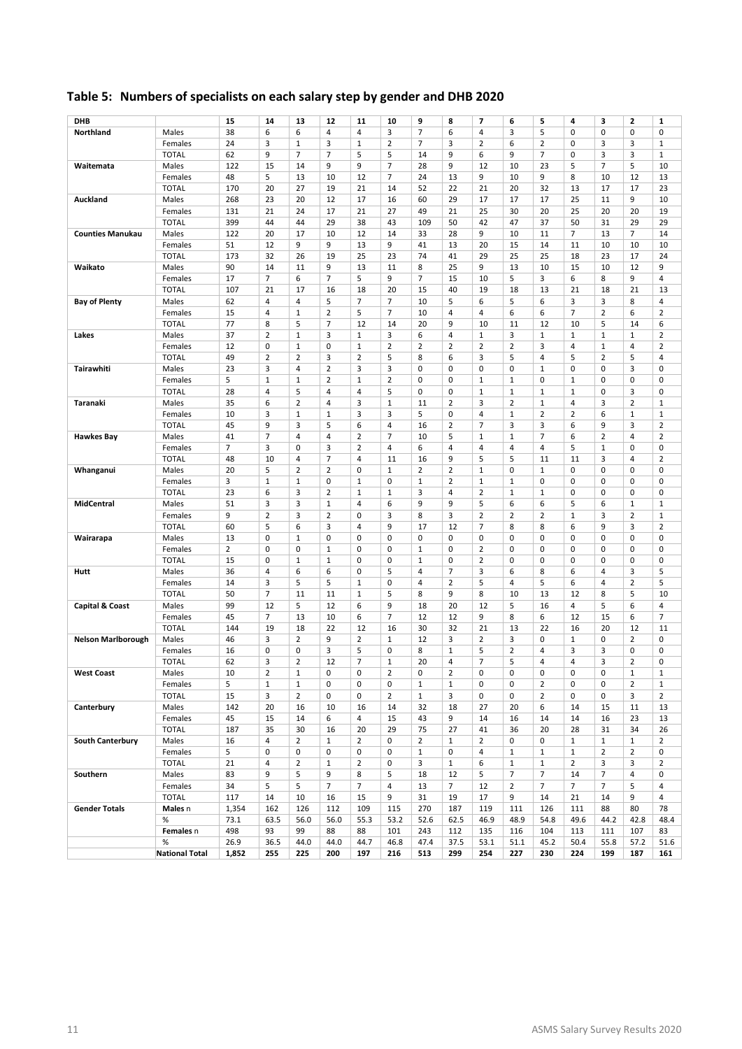## Table 5: Numbers of specialists on each salary step by gender and DHB 2020

| DHB | | 15 | 14 | 13 | 12 | 11 | 10 | 9 | 8 | 7 | 6 | 5 | 4 | 3 | 2 | 1 |
|---|---|---|---|---|---|---|---|---|---|---|---|---|---|---|---|---|
| **Northland** | Males | 38 | 6 | 6 | 4 | 4 | 3 | 7 | 6 | 4 | 3 | 5 | 0 | 0 | 0 | 0 |
| | Females | 24 | 3 | 1 | 3 | 1 | 2 | 7 | 3 | 2 | 6 | 2 | 0 | 3 | 3 | 1 |
| | TOTAL | 62 | 9 | 7 | 7 | 5 | 5 | 14 | 9 | 6 | 9 | 7 | 0 | 3 | 3 | 1 |
| **Waitemata** | Males | 122 | 15 | 14 | 9 | 9 | 7 | 28 | 9 | 12 | 10 | 23 | 5 | 7 | 5 | 10 |
| | Females | 48 | 5 | 13 | 10 | 12 | 7 | 24 | 13 | 9 | 10 | 9 | 8 | 10 | 12 | 13 |
| | TOTAL | 170 | 20 | 27 | 19 | 21 | 14 | 52 | 22 | 21 | 20 | 32 | 13 | 17 | 17 | 23 |
| **Auckland** | Males | 268 | 23 | 20 | 12 | 17 | 16 | 60 | 29 | 17 | 17 | 17 | 25 | 11 | 9 | 10 |
| | Females | 131 | 21 | 24 | 17 | 21 | 27 | 49 | 21 | 25 | 30 | 20 | 25 | 20 | 20 | 19 |
| | TOTAL | 399 | 44 | 44 | 29 | 38 | 43 | 109 | 50 | 42 | 47 | 37 | 50 | 31 | 29 | 29 |
| **Counties Manukau** | Males | 122 | 20 | 17 | 10 | 12 | 14 | 33 | 28 | 9 | 10 | 11 | 7 | 13 | 7 | 14 |
| | Females | 51 | 12 | 9 | 9 | 13 | 9 | 41 | 13 | 20 | 15 | 14 | 11 | 10 | 10 | 10 |
| | TOTAL | 173 | 32 | 26 | 19 | 25 | 23 | 74 | 41 | 29 | 25 | 25 | 18 | 23 | 17 | 24 |
| **Waikato** | Males | 90 | 14 | 11 | 9 | 13 | 11 | 8 | 25 | 9 | 13 | 10 | 15 | 10 | 12 | 9 |
| | Females | 17 | 7 | 6 | 7 | 5 | 9 | 7 | 15 | 10 | 5 | 3 | 6 | 8 | 9 | 4 |
| | TOTAL | 107 | 21 | 17 | 16 | 18 | 20 | 15 | 40 | 19 | 18 | 13 | 21 | 18 | 21 | 13 |
| **Bay of Plenty** | Males | 62 | 4 | 4 | 5 | 7 | 7 | 10 | 5 | 6 | 5 | 6 | 3 | 3 | 8 | 4 |
| | Females | 15 | 4 | 1 | 2 | 5 | 7 | 10 | 4 | 4 | 6 | 6 | 7 | 2 | 6 | 2 |
| | TOTAL | 77 | 8 | 5 | 7 | 12 | 14 | 20 | 9 | 10 | 11 | 12 | 10 | 5 | 14 | 6 |
| **Lakes** | Males | 37 | 2 | 1 | 3 | 1 | 3 | 6 | 4 | 1 | 3 | 1 | 1 | 1 | 1 | 2 |
| | Females | 12 | 0 | 1 | 0 | 1 | 2 | 2 | 2 | 2 | 2 | 3 | 4 | 1 | 4 | 2 |
| | TOTAL | 49 | 2 | 2 | 3 | 2 | 5 | 8 | 6 | 3 | 5 | 4 | 5 | 2 | 5 | 4 |
| **Tairawhiti** | Males | 23 | 3 | 4 | 2 | 3 | 3 | 0 | 0 | 0 | 0 | 1 | 0 | 0 | 3 | 0 |
| | Females | 5 | 1 | 1 | 2 | 1 | 2 | 0 | 0 | 1 | 1 | 0 | 1 | 0 | 0 | 0 |
| | TOTAL | 28 | 4 | 5 | 4 | 4 | 5 | 0 | 0 | 1 | 1 | 1 | 1 | 0 | 3 | 0 |
| **Taranaki** | Males | 35 | 6 | 2 | 4 | 3 | 1 | 11 | 2 | 3 | 2 | 1 | 4 | 3 | 2 | 1 |
| | Females | 10 | 3 | 1 | 1 | 3 | 3 | 5 | 0 | 4 | 1 | 2 | 2 | 6 | 1 | 1 |
| | TOTAL | 45 | 9 | 3 | 5 | 6 | 4 | 16 | 2 | 7 | 3 | 3 | 6 | 9 | 3 | 2 |
| **Hawkes Bay** | Males | 41 | 7 | 4 | 4 | 2 | 7 | 10 | 5 | 1 | 1 | 7 | 6 | 2 | 4 | 2 |
| | Females | 7 | 3 | 0 | 3 | 2 | 4 | 6 | 4 | 4 | 4 | 4 | 5 | 1 | 0 | 0 |
| | TOTAL | 48 | 10 | 4 | 7 | 4 | 11 | 16 | 9 | 5 | 5 | 11 | 11 | 3 | 4 | 2 |
| **Whanganui** | Males | 20 | 5 | 2 | 2 | 0 | 1 | 2 | 2 | 1 | 0 | 1 | 0 | 0 | 0 | 0 |
| | Females | 3 | 1 | 1 | 0 | 1 | 0 | 1 | 2 | 1 | 1 | 0 | 0 | 0 | 0 | 0 |
| | TOTAL | 23 | 6 | 3 | 2 | 1 | 1 | 3 | 4 | 2 | 1 | 1 | 0 | 0 | 0 | 0 |
| **MidCentral** | Males | 51 | 3 | 3 | 1 | 4 | 6 | 9 | 9 | 5 | 6 | 6 | 5 | 6 | 1 | 1 |
| | Females | 9 | 2 | 3 | 2 | 0 | 3 | 8 | 3 | 2 | 2 | 2 | 1 | 3 | 2 | 1 |
| | TOTAL | 60 | 5 | 6 | 3 | 4 | 9 | 17 | 12 | 7 | 8 | 8 | 6 | 9 | 3 | 2 |
| **Wairarapa** | Males | 13 | 0 | 1 | 0 | 0 | 0 | 0 | 0 | 0 | 0 | 0 | 0 | 0 | 0 | 0 |
| | Females | 2 | 0 | 0 | 1 | 0 | 0 | 1 | 0 | 2 | 0 | 0 | 0 | 0 | 0 | 0 |
| | TOTAL | 15 | 0 | 1 | 1 | 0 | 0 | 1 | 0 | 2 | 0 | 0 | 0 | 0 | 0 | 0 |
| **Hutt** | Males | 36 | 4 | 6 | 6 | 0 | 5 | 4 | 7 | 3 | 6 | 8 | 6 | 4 | 3 | 5 |
| | Females | 14 | 3 | 5 | 5 | 1 | 0 | 4 | 2 | 5 | 4 | 5 | 6 | 4 | 2 | 5 |
| | TOTAL | 50 | 7 | 11 | 11 | 1 | 5 | 8 | 9 | 8 | 10 | 13 | 12 | 8 | 5 | 10 |
| **Capital & Coast** | Males | 99 | 12 | 5 | 12 | 6 | 9 | 18 | 20 | 12 | 5 | 16 | 4 | 5 | 6 | 4 |
| | Females | 45 | 7 | 13 | 10 | 6 | 7 | 12 | 12 | 9 | 8 | 6 | 12 | 15 | 6 | 7 |
| | TOTAL | 144 | 19 | 18 | 22 | 12 | 16 | 30 | 32 | 21 | 13 | 22 | 16 | 20 | 12 | 11 |
| **Nelson Marlborough** | Males | 46 | 3 | 2 | 9 | 2 | 1 | 12 | 3 | 2 | 3 | 0 | 1 | 0 | 2 | 0 |
| | Females | 16 | 0 | 0 | 3 | 5 | 0 | 8 | 1 | 5 | 2 | 4 | 3 | 3 | 0 | 0 |
| | TOTAL | 62 | 3 | 2 | 12 | 7 | 1 | 20 | 4 | 7 | 5 | 4 | 4 | 3 | 2 | 0 |
| **West Coast** | Males | 10 | 2 | 1 | 0 | 0 | 2 | 0 | 2 | 0 | 0 | 0 | 0 | 0 | 1 | 1 |
| | Females | 5 | 1 | 1 | 0 | 0 | 0 | 1 | 1 | 0 | 0 | 2 | 0 | 0 | 2 | 1 |
| | TOTAL | 15 | 3 | 2 | 0 | 0 | 2 | 1 | 3 | 0 | 0 | 2 | 0 | 0 | 3 | 2 |
| **Canterbury** | Males | 142 | 20 | 16 | 10 | 16 | 14 | 32 | 18 | 27 | 20 | 6 | 14 | 15 | 11 | 13 |
| | Females | 45 | 15 | 14 | 6 | 4 | 15 | 43 | 9 | 14 | 16 | 14 | 14 | 16 | 23 | 13 |
| | TOTAL | 187 | 35 | 30 | 16 | 20 | 29 | 75 | 27 | 41 | 36 | 20 | 28 | 31 | 34 | 26 |
| **South Canterbury** | Males | 16 | 4 | 2 | 1 | 2 | 0 | 2 | 1 | 2 | 0 | 0 | 1 | 1 | 1 | 2 |
| | Females | 5 | 0 | 0 | 0 | 0 | 0 | 1 | 0 | 4 | 1 | 1 | 1 | 2 | 2 | 0 |
| | TOTAL | 21 | 4 | 2 | 1 | 2 | 0 | 3 | 1 | 6 | 1 | 1 | 2 | 3 | 3 | 2 |
| **Southern** | Males | 83 | 9 | 5 | 9 | 8 | 5 | 18 | 12 | 5 | 7 | 7 | 14 | 7 | 4 | 0 |
| | Females | 34 | 5 | 5 | 7 | 7 | 4 | 13 | 7 | 12 | 2 | 7 | 7 | 7 | 5 | 4 |
| | TOTAL | 117 | 14 | 10 | 16 | 15 | 9 | 31 | 19 | 17 | 9 | 14 | 21 | 14 | 9 | 4 |
| **Gender Totals** | **Males** n | 1,354 | 162 | 126 | 112 | 109 | 115 | 270 | 187 | 119 | 111 | 126 | 111 | 88 | 80 | 78 |
| | % | 73.1 | 63.5 | 56.0 | 56.0 | 55.3 | 53.2 | 52.6 | 62.5 | 46.9 | 48.9 | 54.8 | 49.6 | 44.2 | 42.8 | 48.4 |
| | **Females** n | 498 | 93 | 99 | 88 | 88 | 101 | 243 | 112 | 135 | 116 | 104 | 113 | 111 | 107 | 83 |
| | % | 26.9 | 36.5 | 44.0 | 44.0 | 44.7 | 46.8 | 47.4 | 37.5 | 53.1 | 51.1 | 45.2 | 50.4 | 55.8 | 57.2 | 51.6 |
| | **National Total** | **1,852** | **255** | **225** | **200** | **197** | **216** | **513** | **299** | **254** | **227** | **230** | **224** | **199** | **187** | **161** |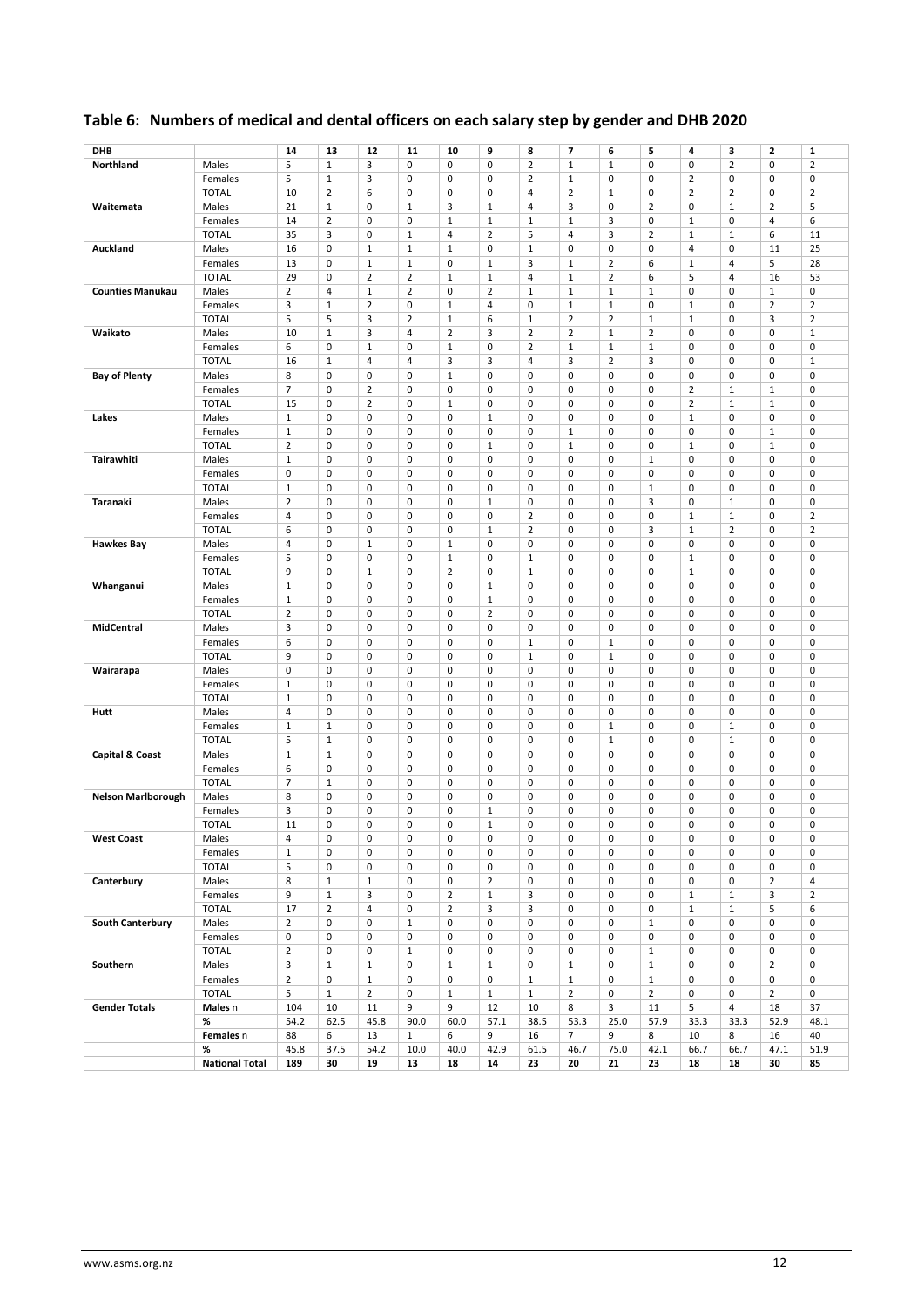## Table 6: Numbers of medical and dental officers on each salary step by gender and DHB 2020

| DHB | | 14 | 13 | 12 | 11 | 10 | 9 | 8 | 7 | 6 | 5 | 4 | 3 | 2 | 1 |
|---|---|---|---|---|---|---|---|---|---|---|---|---|---|---|---|
| **Northland** | Males | 5 | 1 | 3 | 0 | 0 | 0 | 2 | 1 | 1 | 0 | 0 | 2 | 0 | 2 |
| | Females | 5 | 1 | 3 | 0 | 0 | 0 | 2 | 1 | 0 | 0 | 2 | 0 | 0 | 0 |
| | TOTAL | 10 | 2 | 6 | 0 | 0 | 0 | 4 | 2 | 1 | 0 | 2 | 2 | 0 | 2 |
| **Waitemata** | Males | 21 | 1 | 0 | 1 | 3 | 1 | 4 | 3 | 0 | 2 | 0 | 1 | 2 | 5 |
| | Females | 14 | 2 | 0 | 0 | 1 | 1 | 1 | 1 | 3 | 0 | 1 | 0 | 4 | 6 |
| | TOTAL | 35 | 3 | 0 | 1 | 4 | 2 | 5 | 4 | 3 | 2 | 1 | 1 | 6 | 11 |
| **Auckland** | Males | 16 | 0 | 1 | 1 | 1 | 0 | 1 | 0 | 0 | 0 | 4 | 0 | 11 | 25 |
| | Females | 13 | 0 | 1 | 1 | 0 | 1 | 3 | 1 | 2 | 6 | 1 | 4 | 5 | 28 |
| | TOTAL | 29 | 0 | 2 | 2 | 1 | 1 | 4 | 1 | 2 | 6 | 5 | 4 | 16 | 53 |
| **Counties Manukau** | Males | 2 | 4 | 1 | 2 | 0 | 2 | 1 | 1 | 1 | 1 | 0 | 0 | 1 | 0 |
| | Females | 3 | 1 | 2 | 0 | 1 | 4 | 0 | 1 | 1 | 0 | 1 | 0 | 2 | 2 |
| | TOTAL | 5 | 5 | 3 | 2 | 1 | 6 | 1 | 2 | 2 | 1 | 1 | 0 | 3 | 2 |
| **Waikato** | Males | 10 | 1 | 3 | 4 | 2 | 3 | 2 | 2 | 1 | 2 | 0 | 0 | 0 | 1 |
| | Females | 6 | 0 | 1 | 0 | 1 | 0 | 2 | 1 | 1 | 1 | 0 | 0 | 0 | 0 |
| | TOTAL | 16 | 1 | 4 | 4 | 3 | 3 | 4 | 3 | 2 | 3 | 0 | 0 | 0 | 1 |
| **Bay of Plenty** | Males | 8 | 0 | 0 | 0 | 1 | 0 | 0 | 0 | 0 | 0 | 0 | 0 | 0 | 0 |
| | Females | 7 | 0 | 2 | 0 | 0 | 0 | 0 | 0 | 0 | 0 | 2 | 1 | 1 | 0 |
| | TOTAL | 15 | 0 | 2 | 0 | 1 | 0 | 0 | 0 | 0 | 0 | 2 | 1 | 1 | 0 |
| **Lakes** | Males | 1 | 0 | 0 | 0 | 0 | 1 | 0 | 0 | 0 | 0 | 1 | 0 | 0 | 0 |
| | Females | 1 | 0 | 0 | 0 | 0 | 0 | 0 | 1 | 0 | 0 | 0 | 0 | 1 | 0 |
| | TOTAL | 2 | 0 | 0 | 0 | 0 | 1 | 0 | 1 | 0 | 0 | 1 | 0 | 1 | 0 |
| **Tairawhiti** | Males | 1 | 0 | 0 | 0 | 0 | 0 | 0 | 0 | 0 | 1 | 0 | 0 | 0 | 0 |
| | Females | 0 | 0 | 0 | 0 | 0 | 0 | 0 | 0 | 0 | 0 | 0 | 0 | 0 | 0 |
| | TOTAL | 1 | 0 | 0 | 0 | 0 | 0 | 0 | 0 | 0 | 1 | 0 | 0 | 0 | 0 |
| **Taranaki** | Males | 2 | 0 | 0 | 0 | 0 | 1 | 0 | 0 | 0 | 3 | 0 | 1 | 0 | 0 |
| | Females | 4 | 0 | 0 | 0 | 0 | 0 | 2 | 0 | 0 | 0 | 1 | 1 | 0 | 2 |
| | TOTAL | 6 | 0 | 0 | 0 | 0 | 1 | 2 | 0 | 0 | 3 | 1 | 2 | 0 | 2 |
| **Hawkes Bay** | Males | 4 | 0 | 1 | 0 | 1 | 0 | 0 | 0 | 0 | 0 | 0 | 0 | 0 | 0 |
| | Females | 5 | 0 | 0 | 0 | 1 | 0 | 1 | 0 | 0 | 0 | 1 | 0 | 0 | 0 |
| | TOTAL | 9 | 0 | 1 | 0 | 2 | 0 | 1 | 0 | 0 | 0 | 1 | 0 | 0 | 0 |
| **Whanganui** | Males | 1 | 0 | 0 | 0 | 0 | 1 | 0 | 0 | 0 | 0 | 0 | 0 | 0 | 0 |
| | Females | 1 | 0 | 0 | 0 | 0 | 1 | 0 | 0 | 0 | 0 | 0 | 0 | 0 | 0 |
| | TOTAL | 2 | 0 | 0 | 0 | 0 | 2 | 0 | 0 | 0 | 0 | 0 | 0 | 0 | 0 |
| **MidCentral** | Males | 3 | 0 | 0 | 0 | 0 | 0 | 0 | 0 | 0 | 0 | 0 | 0 | 0 | 0 |
| | Females | 6 | 0 | 0 | 0 | 0 | 0 | 1 | 0 | 1 | 0 | 0 | 0 | 0 | 0 |
| | TOTAL | 9 | 0 | 0 | 0 | 0 | 0 | 1 | 0 | 1 | 0 | 0 | 0 | 0 | 0 |
| **Wairarapa** | Males | 0 | 0 | 0 | 0 | 0 | 0 | 0 | 0 | 0 | 0 | 0 | 0 | 0 | 0 |
| | Females | 1 | 0 | 0 | 0 | 0 | 0 | 0 | 0 | 0 | 0 | 0 | 0 | 0 | 0 |
| | TOTAL | 1 | 0 | 0 | 0 | 0 | 0 | 0 | 0 | 0 | 0 | 0 | 0 | 0 | 0 |
| **Hutt** | Males | 4 | 0 | 0 | 0 | 0 | 0 | 0 | 0 | 0 | 0 | 0 | 0 | 0 | 0 |
| | Females | 1 | 1 | 0 | 0 | 0 | 0 | 0 | 0 | 1 | 0 | 0 | 1 | 0 | 0 |
| | TOTAL | 5 | 1 | 0 | 0 | 0 | 0 | 0 | 0 | 1 | 0 | 0 | 1 | 0 | 0 |
| **Capital & Coast** | Males | 1 | 1 | 0 | 0 | 0 | 0 | 0 | 0 | 0 | 0 | 0 | 0 | 0 | 0 |
| | Females | 6 | 0 | 0 | 0 | 0 | 0 | 0 | 0 | 0 | 0 | 0 | 0 | 0 | 0 |
| | TOTAL | 7 | 1 | 0 | 0 | 0 | 0 | 0 | 0 | 0 | 0 | 0 | 0 | 0 | 0 |
| **Nelson Marlborough** | Males | 8 | 0 | 0 | 0 | 0 | 0 | 0 | 0 | 0 | 0 | 0 | 0 | 0 | 0 |
| | Females | 3 | 0 | 0 | 0 | 0 | 1 | 0 | 0 | 0 | 0 | 0 | 0 | 0 | 0 |
| | TOTAL | 11 | 0 | 0 | 0 | 0 | 1 | 0 | 0 | 0 | 0 | 0 | 0 | 0 | 0 |
| **West Coast** | Males | 4 | 0 | 0 | 0 | 0 | 0 | 0 | 0 | 0 | 0 | 0 | 0 | 0 | 0 |
| | Females | 1 | 0 | 0 | 0 | 0 | 0 | 0 | 0 | 0 | 0 | 0 | 0 | 0 | 0 |
| | TOTAL | 5 | 0 | 0 | 0 | 0 | 0 | 0 | 0 | 0 | 0 | 0 | 0 | 0 | 0 |
| **Canterbury** | Males | 8 | 1 | 1 | 0 | 0 | 2 | 0 | 0 | 0 | 0 | 0 | 0 | 2 | 4 |
| | Females | 9 | 1 | 3 | 0 | 2 | 1 | 3 | 0 | 0 | 0 | 1 | 1 | 3 | 2 |
| | TOTAL | 17 | 2 | 4 | 0 | 2 | 3 | 3 | 0 | 0 | 0 | 1 | 1 | 5 | 6 |
| **South Canterbury** | Males | 2 | 0 | 0 | 1 | 0 | 0 | 0 | 0 | 0 | 1 | 0 | 0 | 0 | 0 |
| | Females | 0 | 0 | 0 | 0 | 0 | 0 | 0 | 0 | 0 | 0 | 0 | 0 | 0 | 0 |
| | TOTAL | 2 | 0 | 0 | 1 | 0 | 0 | 0 | 0 | 0 | 1 | 0 | 0 | 0 | 0 |
| **Southern** | Males | 3 | 1 | 1 | 0 | 1 | 1 | 0 | 1 | 0 | 1 | 0 | 0 | 2 | 0 |
| | Females | 2 | 0 | 1 | 0 | 0 | 0 | 1 | 1 | 0 | 1 | 0 | 0 | 0 | 0 |
| | TOTAL | 5 | 1 | 2 | 0 | 1 | 1 | 1 | 2 | 0 | 2 | 0 | 0 | 2 | 0 |
| **Gender Totals** | **Males** n | 104 | 10 | 11 | 9 | 9 | 12 | 10 | 8 | 3 | 11 | 5 | 4 | 18 | 37 |
| | **%** | 54.2 | 62.5 | 45.8 | 90.0 | 60.0 | 57.1 | 38.5 | 53.3 | 25.0 | 57.9 | 33.3 | 33.3 | 52.9 | 48.1 |
| | **Females** n | 88 | 6 | 13 | 1 | 6 | 9 | 16 | 7 | 9 | 8 | 10 | 8 | 16 | 40 |
| | **%** | 45.8 | 37.5 | 54.2 | 10.0 | 40.0 | 42.9 | 61.5 | 46.7 | 75.0 | 42.1 | 66.7 | 66.7 | 47.1 | 51.9 |
| | **National Total** | **189** | **30** | **19** | **13** | **18** | **14** | **23** | **20** | **21** | **23** | **18** | **18** | **30** | **85** |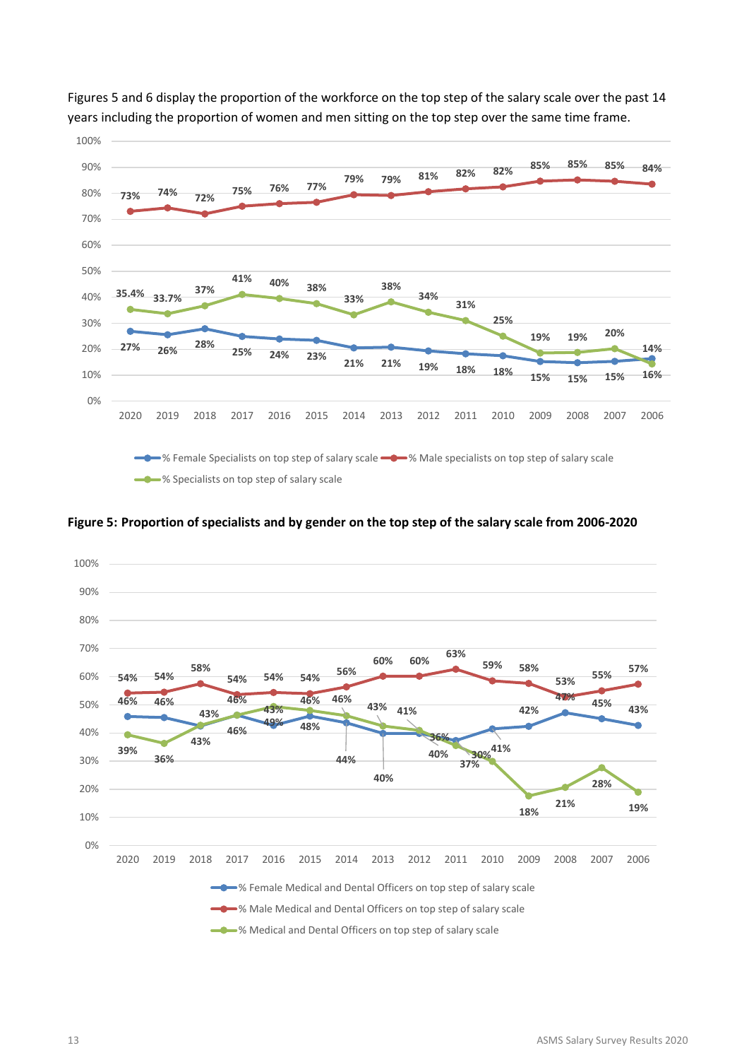Figures 5 and 6 display the proportion of the workforce on the top step of the salary scale over the past 14 years including the proportion of women and men sitting on the top step over the same time frame.

| Year | % Female Specialists on top step of salary scale | % Male specialists on top step of salary scale | % Specialists on top step of salary scale |
|---|---|---|---|
| 2020 | 27% | 73% | 35.4% |
| 2019 | 26% | 74% | 33.7% |
| 2018 | 28% | 72% | 37% |
| 2017 | 25% | 75% | 41% |
| 2016 | 24% | 76% | 40% |
| 2015 | 23% | 77% | 38% |
| 2014 | 21% | 79% | 33% |
| 2013 | 21% | 79% | 38% |
| 2012 | 19% | 81% | 34% |
| 2011 | 18% | 82% | 31% |
| 2010 | 18% | 82% | 25% |
| 2009 | 15% | 85% | 19% |
| 2008 | 15% | 85% | 19% |
| 2007 | 15% | 85% | 20% |
| 2006 | 16% | 84% | 14% |

**Figure 5: Proportion of specialists and by gender on the top step of the salary scale from 2006-2020**

| Year | % Female Medical and Dental Officers on top step of salary scale | % Male Medical and Dental Officers on top step of salary scale | % Medical and Dental Officers on top step of salary scale |
|---|---|---|---|
| 2020 | 46% | 54% | 39% |
| 2019 | 46% | 54% | 36% |
| 2018 | 43% | 58% | 43% |
| 2017 | 46% | 54% | 46% |
| 2016 | 49% | 54% | 43% |
| 2015 | 46% | 54% | 48% |
| 2014 | 44% | 56% | 46% |
| 2013 | 40% | 60% | 43% |
| 2012 | 40% | 60% | 41% |
| 2011 | 37% | 63% | 36% |
| 2010 | 41% | 59% | 30% |
| 2009 | 42% | 58% | 18% |
| 2008 | 47% | 53% | 21% |
| 2007 | 45% | 55% | 28% |
| 2006 | 43% | 57% | 19% |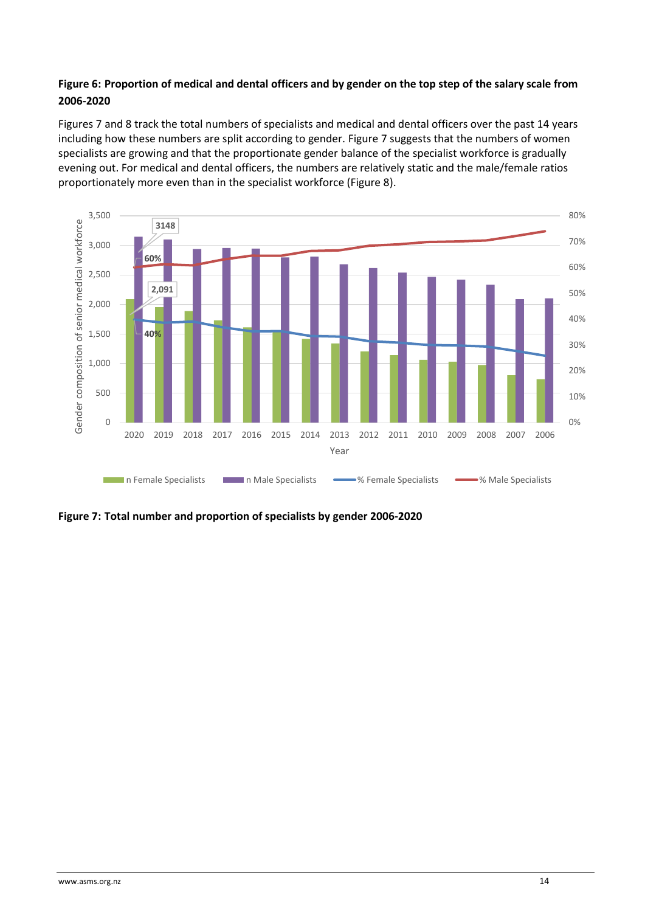**Figure 6: Proportion of medical and dental officers and by gender on the top step of the salary scale from 2006-2020**

Figures 7 and 8 track the total numbers of specialists and medical and dental officers over the past 14 years including how these numbers are split according to gender. Figure 7 suggests that the numbers of women specialists are growing and that the proportionate gender balance of the specialist workforce is gradually evening out. For medical and dental officers, the numbers are relatively static and the male/female ratios proportionately more even than in the specialist workforce (Figure 8).

**Figure 7: Total number and proportion of specialists by gender 2006-2020**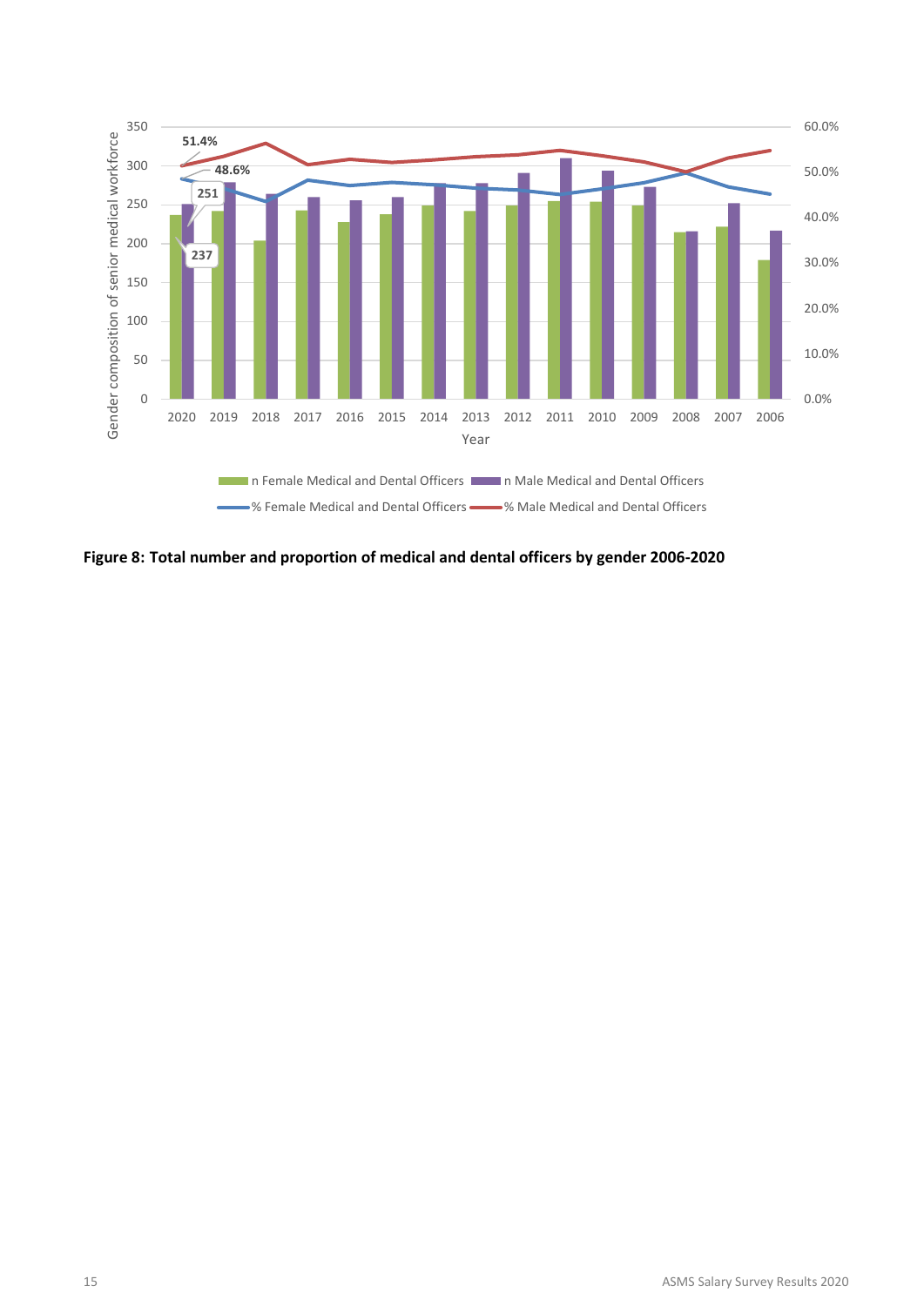**Figure 8: Total number and proportion of medical and dental officers by gender 2006-2020**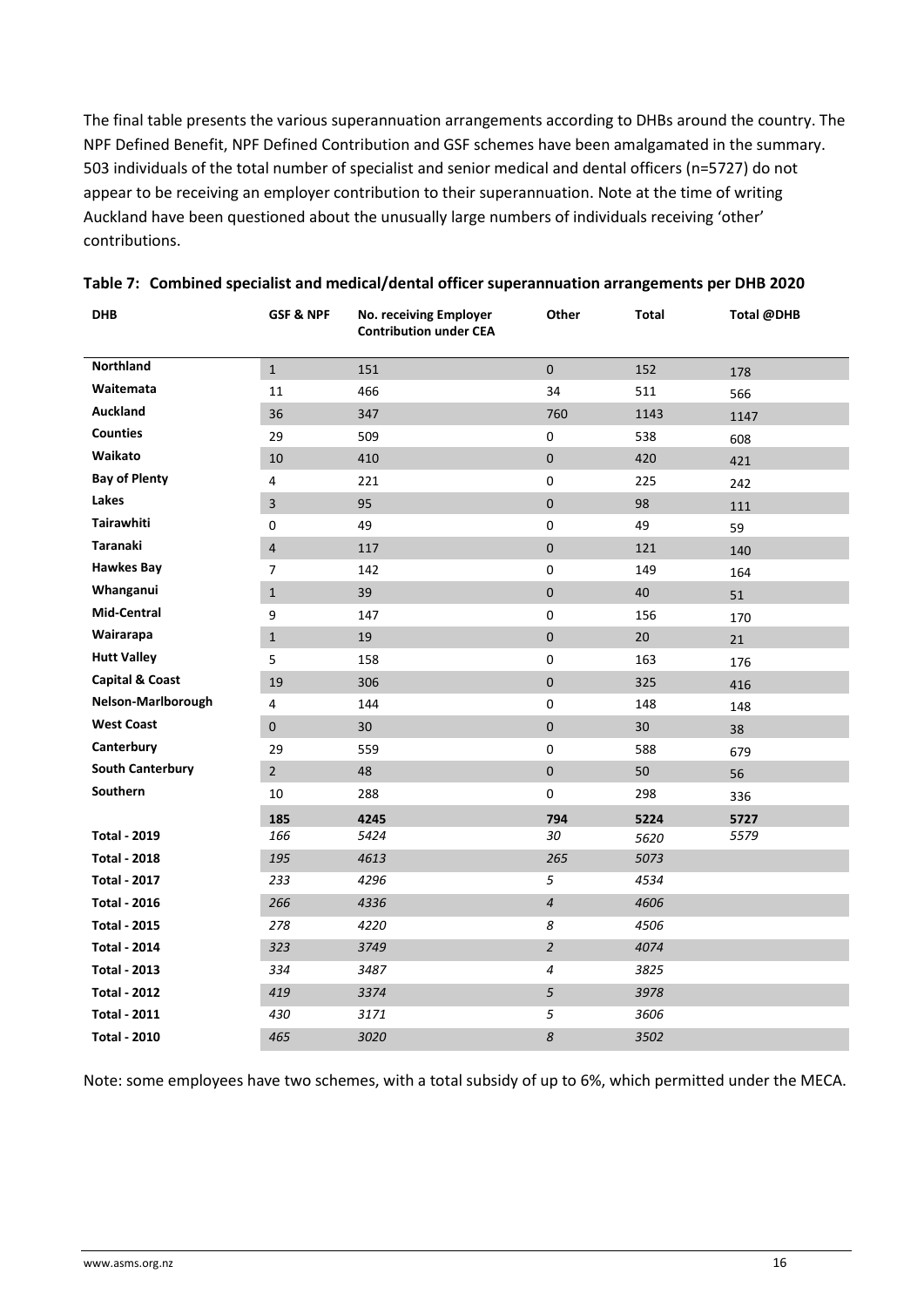The final table presents the various superannuation arrangements according to DHBs around the country. The NPF Defined Benefit, NPF Defined Contribution and GSF schemes have been amalgamated in the summary. 503 individuals of the total number of specialist and senior medical and dental officers (n=5727) do not appear to be receiving an employer contribution to their superannuation. Note at the time of writing Auckland have been questioned about the unusually large numbers of individuals receiving 'other' contributions.

**Table 7: Combined specialist and medical/dental officer superannuation arrangements per DHB 2020**

| DHB | GSF & NPF | No. receiving Employer Contribution under CEA | Other | Total | Total @DHB |
|---|---|---|---|---|---|
| **Northland** | 1 | 151 | 0 | 152 | 178 |
| **Waitemata** | 11 | 466 | 34 | 511 | 566 |
| **Auckland** | 36 | 347 | 760 | 1143 | 1147 |
| **Counties** | 29 | 509 | 0 | 538 | 608 |
| **Waikato** | 10 | 410 | 0 | 420 | 421 |
| **Bay of Plenty** | 4 | 221 | 0 | 225 | 242 |
| **Lakes** | 3 | 95 | 0 | 98 | 111 |
| **Tairawhiti** | 0 | 49 | 0 | 49 | 59 |
| **Taranaki** | 4 | 117 | 0 | 121 | 140 |
| **Hawkes Bay** | 7 | 142 | 0 | 149 | 164 |
| **Whanganui** | 1 | 39 | 0 | 40 | 51 |
| **Mid-Central** | 9 | 147 | 0 | 156 | 170 |
| **Wairarapa** | 1 | 19 | 0 | 20 | 21 |
| **Hutt Valley** | 5 | 158 | 0 | 163 | 176 |
| **Capital & Coast** | 19 | 306 | 0 | 325 | 416 |
| **Nelson-Marlborough** | 4 | 144 | 0 | 148 | 148 |
| **West Coast** | 0 | 30 | 0 | 30 | 38 |
| **Canterbury** | 29 | 559 | 0 | 588 | 679 |
| **South Canterbury** | 2 | 48 | 0 | 50 | 56 |
| **Southern** | 10 | 288 | 0 | 298 | 336 |
| | **185** | **4245** | **794** | **5224** | **5727** |
| **Total - 2019** | *166* | *5424* | *30* | *5620* | *5579* |
| **Total - 2018** | *195* | *4613* | *265* | *5073* | |
| **Total - 2017** | *233* | *4296* | *5* | *4534* | |
| **Total - 2016** | *266* | *4336* | *4* | *4606* | |
| **Total - 2015** | *278* | *4220* | *8* | *4506* | |
| **Total - 2014** | *323* | *3749* | *2* | *4074* | |
| **Total - 2013** | *334* | *3487* | *4* | *3825* | |
| **Total - 2012** | *419* | *3374* | *5* | *3978* | |
| **Total - 2011** | *430* | *3171* | *5* | *3606* | |
| **Total - 2010** | *465* | *3020* | *8* | *3502* | |

Note: some employees have two schemes, with a total subsidy of up to 6%, which permitted under the MECA.